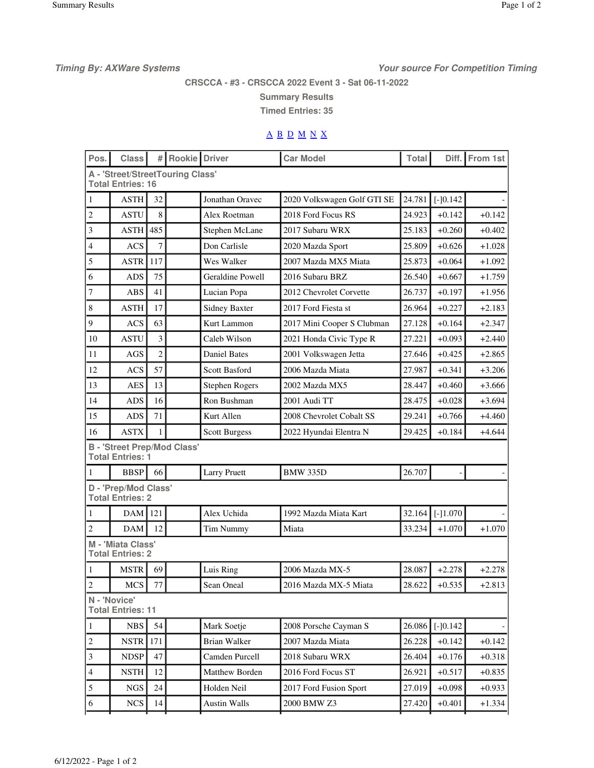*Timing By: AXWare Systems* *Your source For Competition Timing*

## CRSCCA - #3 - CRSCCA 2022 Event 3 - Sat 06-11-2022

### Summary Results

### Timed Entries: 35

[A](#) [B](#) [D](#) [M](#) [N](#) [X](#)

| Pos. | Class | # | Rookie | Driver | Car Model | Total | Diff. | From 1st |
|---|---|---|---|---|---|---|---|---|
| **A - 'Street/StreetTouring Class' Total Entries: 16** | | | | | | | | |
| 1 | ASTH | 32 | | Jonathan Oravec | 2020 Volkswagen Golf GTI SE | 24.781 | [-]0.142 | - |
| 2 | ASTU | 8 | | Alex Roetman | 2018 Ford Focus RS | 24.923 | +0.142 | +0.142 |
| 3 | ASTH | 485 | | Stephen McLane | 2017 Subaru WRX | 25.183 | +0.260 | +0.402 |
| 4 | ACS | 7 | | Don Carlisle | 2020 Mazda Sport | 25.809 | +0.626 | +1.028 |
| 5 | ASTR | 117 | | Wes Walker | 2007 Mazda MX5 Miata | 25.873 | +0.064 | +1.092 |
| 6 | ADS | 75 | | Geraldine Powell | 2016 Subaru BRZ | 26.540 | +0.667 | +1.759 |
| 7 | ABS | 41 | | Lucian Popa | 2012 Chevrolet Corvette | 26.737 | +0.197 | +1.956 |
| 8 | ASTH | 17 | | Sidney Baxter | 2017 Ford Fiesta st | 26.964 | +0.227 | +2.183 |
| 9 | ACS | 63 | | Kurt Lammon | 2017 Mini Cooper S Clubman | 27.128 | +0.164 | +2.347 |
| 10 | ASTU | 3 | | Caleb Wilson | 2021 Honda Civic Type R | 27.221 | +0.093 | +2.440 |
| 11 | AGS | 2 | | Daniel Bates | 2001 Volkswagen Jetta | 27.646 | +0.425 | +2.865 |
| 12 | ACS | 57 | | Scott Basford | 2006 Mazda Miata | 27.987 | +0.341 | +3.206 |
| 13 | AES | 13 | | Stephen Rogers | 2002 Mazda MX5 | 28.447 | +0.460 | +3.666 |
| 14 | ADS | 16 | | Ron Bushman | 2001 Audi TT | 28.475 | +0.028 | +3.694 |
| 15 | ADS | 71 | | Kurt Allen | 2008 Chevrolet Cobalt SS | 29.241 | +0.766 | +4.460 |
| 16 | ASTX | 1 | | Scott Burgess | 2022 Hyundai Elentra N | 29.425 | +0.184 | +4.644 |
| **B - 'Street Prep/Mod Class' Total Entries: 1** | | | | | | | | |
| 1 | BBSP | 66 | | Larry Pruett | BMW 335D | 26.707 | - | - |
| **D - 'Prep/Mod Class' Total Entries: 2** | | | | | | | | |
| 1 | DAM | 121 | | Alex Uchida | 1992 Mazda Miata Kart | 32.164 | [-]1.070 | - |
| 2 | DAM | 12 | | Tim Nummy | Miata | 33.234 | +1.070 | +1.070 |
| **M - 'Miata Class' Total Entries: 2** | | | | | | | | |
| 1 | MSTR | 69 | | Luis Ring | 2006 Mazda MX-5 | 28.087 | +2.278 | +2.278 |
| 2 | MCS | 77 | | Sean Oneal | 2016 Mazda MX-5 Miata | 28.622 | +0.535 | +2.813 |
| **N - 'Novice' Total Entries: 11** | | | | | | | | |
| 1 | NBS | 54 | | Mark Soetje | 2008 Porsche Cayman S | 26.086 | [-]0.142 | - |
| 2 | NSTR | 171 | | Brian Walker | 2007 Mazda Miata | 26.228 | +0.142 | +0.142 |
| 3 | NDSP | 47 | | Camden Purcell | 2018 Subaru WRX | 26.404 | +0.176 | +0.318 |
| 4 | NSTH | 12 | | Matthew Borden | 2016 Ford Focus ST | 26.921 | +0.517 | +0.835 |
| 5 | NGS | 24 | | Holden Neil | 2017 Ford Fusion Sport | 27.019 | +0.098 | +0.933 |
| 6 | NCS | 14 | | Austin Walls | 2000 BMW Z3 | 27.420 | +0.401 | +1.334 |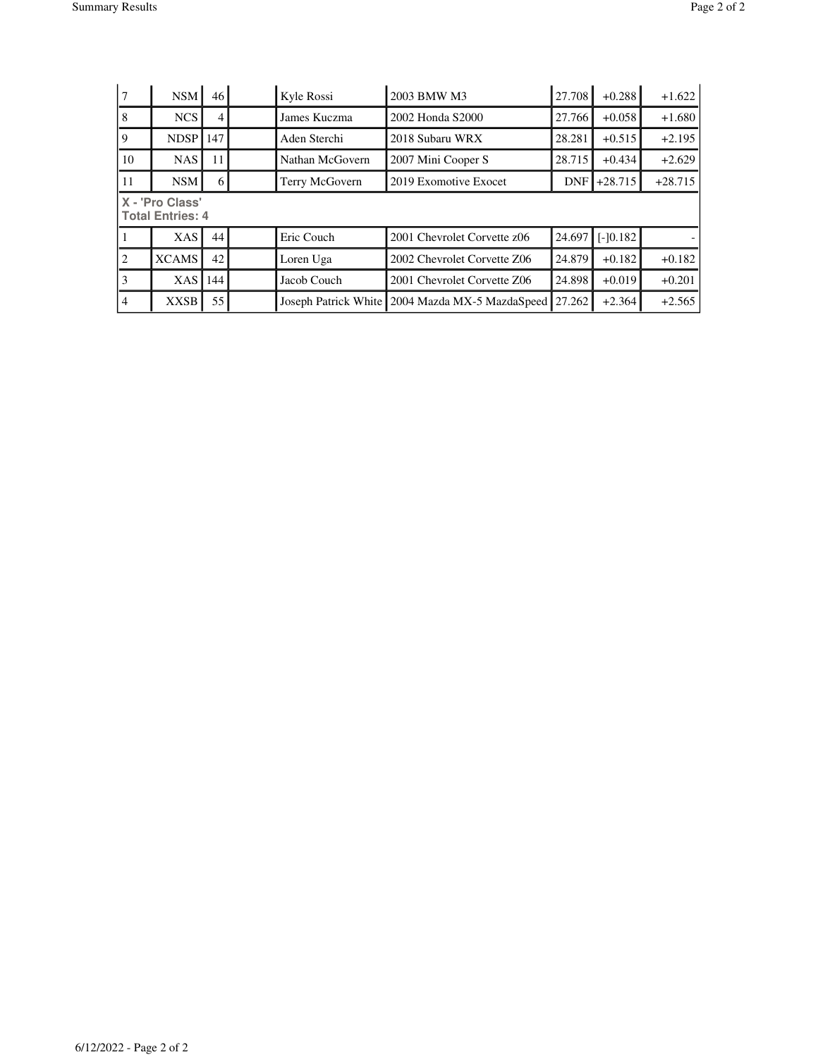| | | | | | | | | |
|---|---|---|---|---|---|---|---|---|
| 7 | NSM | 46 | | Kyle Rossi | 2003 BMW M3 | 27.708 | +0.288 | +1.622 |
| 8 | NCS | 4 | | James Kuczma | 2002 Honda S2000 | 27.766 | +0.058 | +1.680 |
| 9 | NDSP | 147 | | Aden Sterchi | 2018 Subaru WRX | 28.281 | +0.515 | +2.195 |
| 10 | NAS | 11 | | Nathan McGovern | 2007 Mini Cooper S | 28.715 | +0.434 | +2.629 |
| 11 | NSM | 6 | | Terry McGovern | 2019 Exomotive Exocet | DNF | +28.715 | +28.715 |
| **X - 'Pro Class' Total Entries: 4** | | | | | | | | |
| 1 | XAS | 44 | | Eric Couch | 2001 Chevrolet Corvette z06 | 24.697 | [-]0.182 | - |
| 2 | XCAMS | 42 | | Loren Uga | 2002 Chevrolet Corvette Z06 | 24.879 | +0.182 | +0.182 |
| 3 | XAS | 144 | | Jacob Couch | 2001 Chevrolet Corvette Z06 | 24.898 | +0.019 | +0.201 |
| 4 | XXSB | 55 | | Joseph Patrick White | 2004 Mazda MX-5 MazdaSpeed | 27.262 | +2.364 | +2.565 |